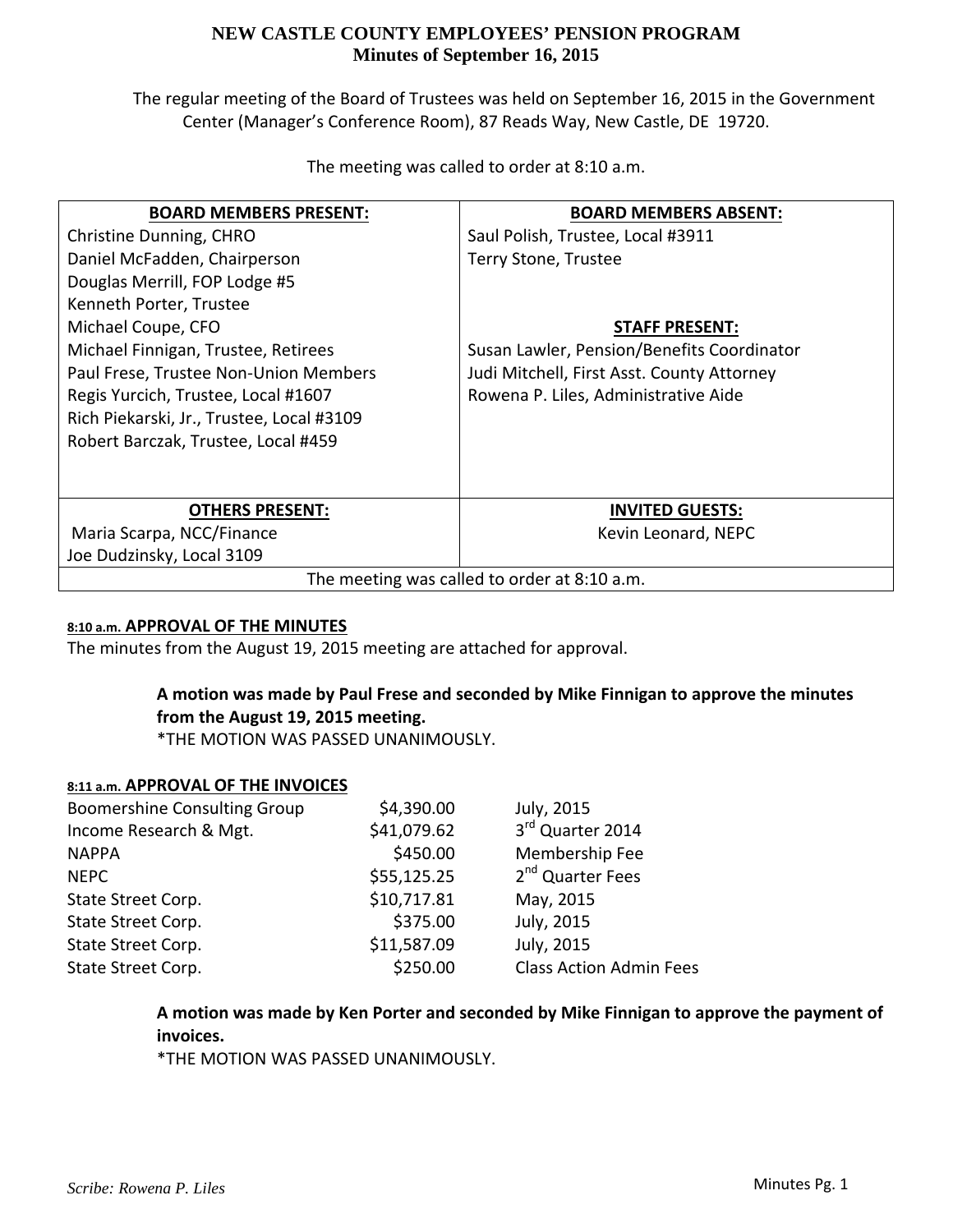# NEW CASTLE COUNTY EMPLOYEES' PENSION PROGRAM
## Minutes of September 16, 2015

The regular meeting of the Board of Trustees was held on September 16, 2015 in the Government Center (Manager's Conference Room), 87 Reads Way, New Castle, DE 19720.

The meeting was called to order at 8:10 a.m.

| BOARD MEMBERS PRESENT: | BOARD MEMBERS ABSENT: |
|---|---|
| Christine Dunning, CHRO | Saul Polish, Trustee, Local #3911 |
| Daniel McFadden, Chairperson | Terry Stone, Trustee |
| Douglas Merrill, FOP Lodge #5 | |
| Kenneth Porter, Trustee | |
| Michael Coupe, CFO | **STAFF PRESENT:** |
| Michael Finnigan, Trustee, Retirees | Susan Lawler, Pension/Benefits Coordinator |
| Paul Frese, Trustee Non-Union Members | Judi Mitchell, First Asst. County Attorney |
| Regis Yurcich, Trustee, Local #1607 | Rowena P. Liles, Administrative Aide |
| Rich Piekarski, Jr., Trustee, Local #3109 | |
| Robert Barczak, Trustee, Local #459 | |
| **OTHERS PRESENT:** | **INVITED GUESTS:** |
| Maria Scarpa, NCC/Finance | Kevin Leonard, NEPC |
| Joe Dudzinsky, Local 3109 | |
| The meeting was called to order at 8:10 a.m. | |

### 8:10 a.m. APPROVAL OF THE MINUTES

The minutes from the August 19, 2015 meeting are attached for approval.

> **A motion was made by Paul Frese and seconded by Mike Finnigan to approve the minutes from the August 19, 2015 meeting.**
> *THE MOTION WAS PASSED UNANIMOUSLY.

### 8:11 a.m. APPROVAL OF THE INVOICES

| | | |
|---|---|---|
| Boomershine Consulting Group | $4,390.00 | July, 2015 |
| Income Research & Mgt. | $41,079.62 | 3rd Quarter 2014 |
| NAPPA | $450.00 | Membership Fee |
| NEPC | $55,125.25 | 2nd Quarter Fees |
| State Street Corp. | $10,717.81 | May, 2015 |
| State Street Corp. | $375.00 | July, 2015 |
| State Street Corp. | $11,587.09 | July, 2015 |
| State Street Corp. | $250.00 | Class Action Admin Fees |

> **A motion was made by Ken Porter and seconded by Mike Finnigan to approve the payment of invoices.**
> *THE MOTION WAS PASSED UNANIMOUSLY.

*Scribe: Rowena P. Liles*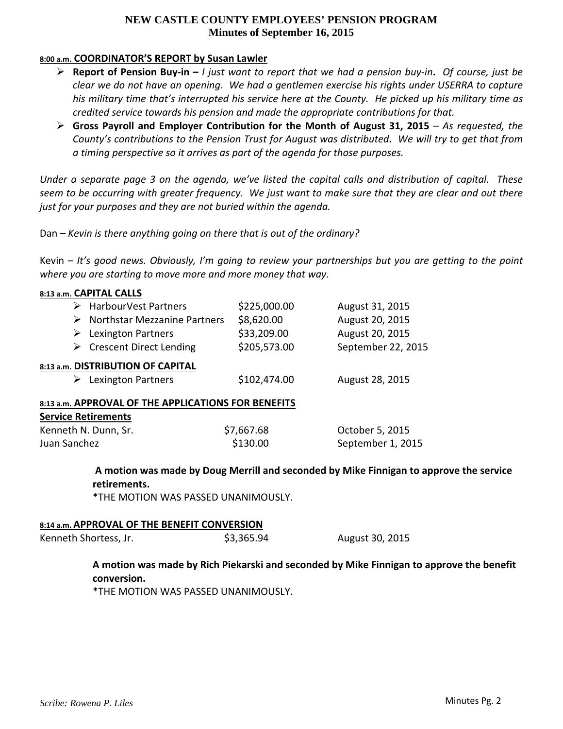# NEW CASTLE COUNTY EMPLOYEES' PENSION PROGRAM
## Minutes of September 16, 2015

**8:00 a.m. COORDINATOR'S REPORT by Susan Lawler**

- **Report of Pension Buy-in –** *I just want to report that we had a pension buy-in. Of course, just be clear we do not have an opening. We had a gentlemen exercise his rights under USERRA to capture his military time that's interrupted his service here at the County. He picked up his military time as credited service towards his pension and made the appropriate contributions for that.*
- **Gross Payroll and Employer Contribution for the Month of August 31, 2015** – *As requested, the County's contributions to the Pension Trust for August was distributed. We will try to get that from a timing perspective so it arrives as part of the agenda for those purposes.*

*Under a separate page 3 on the agenda, we've listed the capital calls and distribution of capital. These seem to be occurring with greater frequency. We just want to make sure that they are clear and out there just for your purposes and they are not buried within the agenda.*

Dan – *Kevin is there anything going on there that is out of the ordinary?*

Kevin – *It's good news. Obviously, I'm going to review your partnerships but you are getting to the point where you are starting to move more and more money that way.*

**8:13 a.m. CAPITAL CALLS**

| | | |
|---|---|---|
| HarbourVest Partners | $225,000.00 | August 31, 2015 |
| Northstar Mezzanine Partners | $8,620.00 | August 20, 2015 |
| Lexington Partners | $33,209.00 | August 20, 2015 |
| Crescent Direct Lending | $205,573.00 | September 22, 2015 |

**8:13 a.m. DISTRIBUTION OF CAPITAL**

| | | |
|---|---|---|
| Lexington Partners | $102,474.00 | August 28, 2015 |

**8:13 a.m. APPROVAL OF THE APPLICATIONS FOR BENEFITS**

**Service Retirements**

| | | |
|---|---|---|
| Kenneth N. Dunn, Sr. | $7,667.68 | October 5, 2015 |
| Juan Sanchez | $130.00 | September 1, 2015 |

**A motion was made by Doug Merrill and seconded by Mike Finnigan to approve the service retirements.**

*THE MOTION WAS PASSED UNANIMOUSLY.

**8:14 a.m. APPROVAL OF THE BENEFIT CONVERSION**

| | | |
|---|---|---|
| Kenneth Shortess, Jr. | $3,365.94 | August 30, 2015 |

**A motion was made by Rich Piekarski and seconded by Mike Finnigan to approve the benefit conversion.**

*THE MOTION WAS PASSED UNANIMOUSLY.

*Scribe: Rowena P. Liles*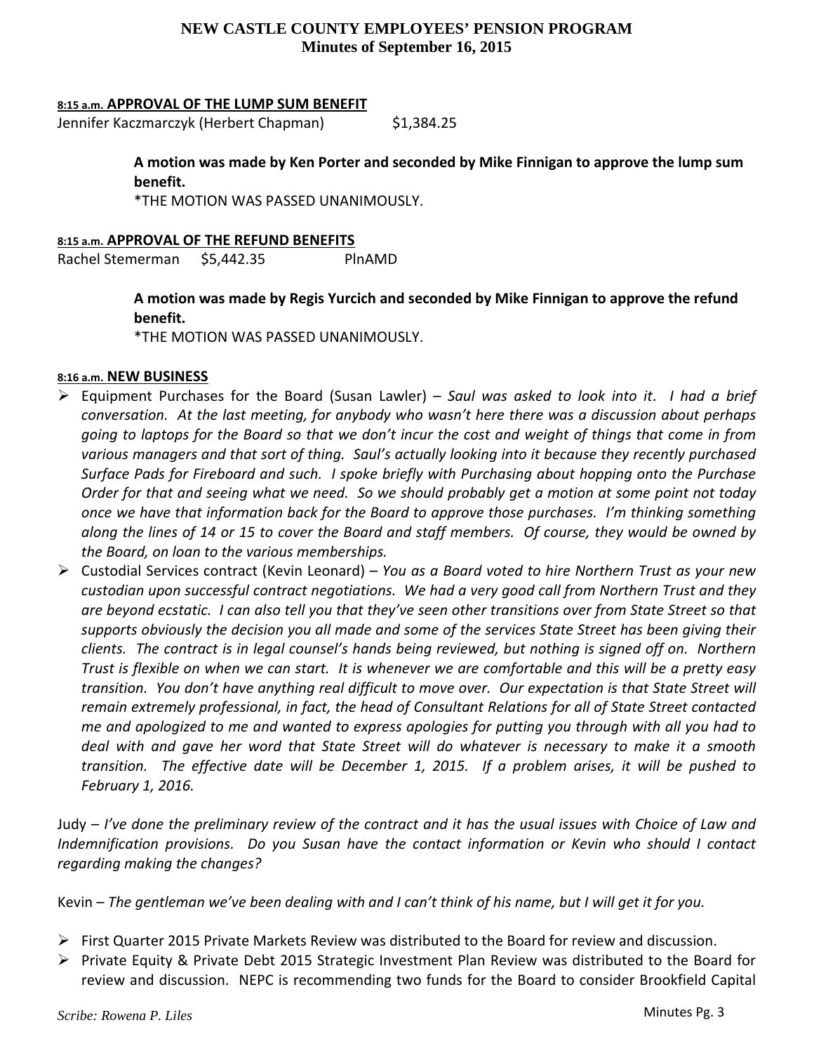**8:15 a.m. APPROVAL OF THE LUMP SUM BENEFIT**

Jennifer Kaczmarczyk (Herbert Chapman) $1,384.25

> **A motion was made by Ken Porter and seconded by Mike Finnigan to approve the lump sum benefit.**
> *THE MOTION WAS PASSED UNANIMOUSLY.

**8:15 a.m. APPROVAL OF THE REFUND BENEFITS**

Rachel Stemerman $5,442.35 PlnAMD

> **A motion was made by Regis Yurcich and seconded by Mike Finnigan to approve the refund benefit.**
> *THE MOTION WAS PASSED UNANIMOUSLY.

**8:16 a.m. NEW BUSINESS**

- Equipment Purchases for the Board (Susan Lawler) – *Saul was asked to look into it. I had a brief conversation. At the last meeting, for anybody who wasn't here there was a discussion about perhaps going to laptops for the Board so that we don't incur the cost and weight of things that come in from various managers and that sort of thing. Saul's actually looking into it because they recently purchased Surface Pads for Fireboard and such. I spoke briefly with Purchasing about hopping onto the Purchase Order for that and seeing what we need. So we should probably get a motion at some point not today once we have that information back for the Board to approve those purchases. I'm thinking something along the lines of 14 or 15 to cover the Board and staff members. Of course, they would be owned by the Board, on loan to the various memberships.*
- Custodial Services contract (Kevin Leonard) – *You as a Board voted to hire Northern Trust as your new custodian upon successful contract negotiations. We had a very good call from Northern Trust and they are beyond ecstatic. I can also tell you that they've seen other transitions over from State Street so that supports obviously the decision you all made and some of the services State Street has been giving their clients. The contract is in legal counsel's hands being reviewed, but nothing is signed off on. Northern Trust is flexible on when we can start. It is whenever we are comfortable and this will be a pretty easy transition. You don't have anything real difficult to move over. Our expectation is that State Street will remain extremely professional, in fact, the head of Consultant Relations for all of State Street contacted me and apologized to me and wanted to express apologies for putting you through with all you had to deal with and gave her word that State Street will do whatever is necessary to make it a smooth transition. The effective date will be December 1, 2015. If a problem arises, it will be pushed to February 1, 2016.*

Judy – *I've done the preliminary review of the contract and it has the usual issues with Choice of Law and Indemnification provisions. Do you Susan have the contact information or Kevin who should I contact regarding making the changes?*

Kevin – *The gentleman we've been dealing with and I can't think of his name, but I will get it for you.*

- First Quarter 2015 Private Markets Review was distributed to the Board for review and discussion.
- Private Equity & Private Debt 2015 Strategic Investment Plan Review was distributed to the Board for review and discussion. NEPC is recommending two funds for the Board to consider Brookfield Capital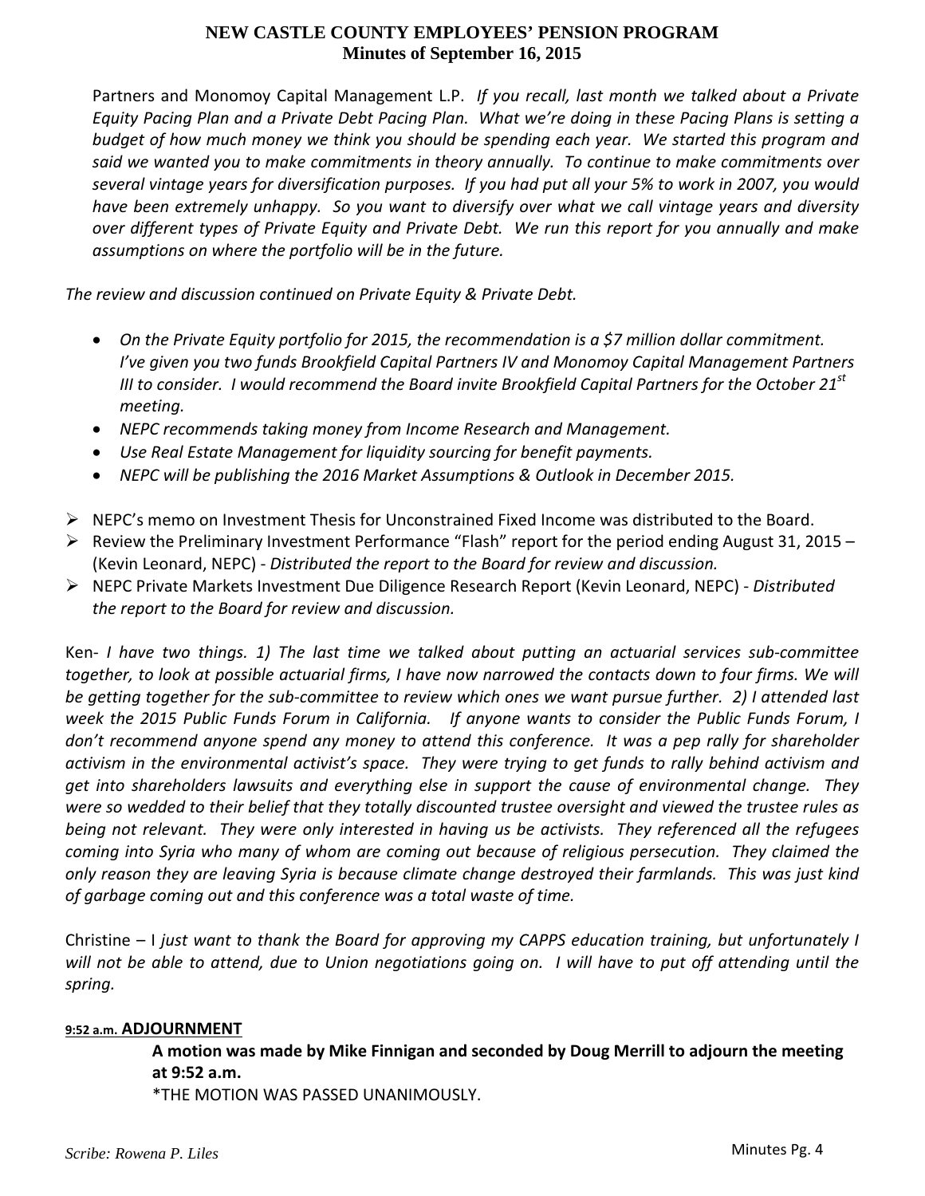Partners and Monomoy Capital Management L.P. *If you recall, last month we talked about a Private Equity Pacing Plan and a Private Debt Pacing Plan. What we're doing in these Pacing Plans is setting a budget of how much money we think you should be spending each year. We started this program and said we wanted you to make commitments in theory annually. To continue to make commitments over several vintage years for diversification purposes. If you had put all your 5% to work in 2007, you would have been extremely unhappy. So you want to diversify over what we call vintage years and diversity over different types of Private Equity and Private Debt. We run this report for you annually and make assumptions on where the portfolio will be in the future.*

*The review and discussion continued on Private Equity & Private Debt.*

- *On the Private Equity portfolio for 2015, the recommendation is a $7 million dollar commitment. I've given you two funds Brookfield Capital Partners IV and Monomoy Capital Management Partners III to consider. I would recommend the Board invite Brookfield Capital Partners for the October 21st meeting.*
- *NEPC recommends taking money from Income Research and Management.*
- *Use Real Estate Management for liquidity sourcing for benefit payments.*
- *NEPC will be publishing the 2016 Market Assumptions & Outlook in December 2015.*

- NEPC's memo on Investment Thesis for Unconstrained Fixed Income was distributed to the Board.
- Review the Preliminary Investment Performance "Flash" report for the period ending August 31, 2015 – (Kevin Leonard, NEPC) - *Distributed the report to the Board for review and discussion.*
- NEPC Private Markets Investment Due Diligence Research Report (Kevin Leonard, NEPC) - *Distributed the report to the Board for review and discussion.*

Ken- *I have two things. 1) The last time we talked about putting an actuarial services sub-committee together, to look at possible actuarial firms, I have now narrowed the contacts down to four firms. We will be getting together for the sub-committee to review which ones we want pursue further. 2) I attended last week the 2015 Public Funds Forum in California. If anyone wants to consider the Public Funds Forum, I don't recommend anyone spend any money to attend this conference. It was a pep rally for shareholder activism in the environmental activist's space. They were trying to get funds to rally behind activism and get into shareholders lawsuits and everything else in support the cause of environmental change. They were so wedded to their belief that they totally discounted trustee oversight and viewed the trustee rules as being not relevant. They were only interested in having us be activists. They referenced all the refugees coming into Syria who many of whom are coming out because of religious persecution. They claimed the only reason they are leaving Syria is because climate change destroyed their farmlands. This was just kind of garbage coming out and this conference was a total waste of time.*

Christine – I *just want to thank the Board for approving my CAPPS education training, but unfortunately I will not be able to attend, due to Union negotiations going on. I will have to put off attending until the spring.*

**9:52 a.m. ADJOURNMENT**

**A motion was made by Mike Finnigan and seconded by Doug Merrill to adjourn the meeting at 9:52 a.m.**

*THE MOTION WAS PASSED UNANIMOUSLY.

*Scribe: Rowena P. Liles*